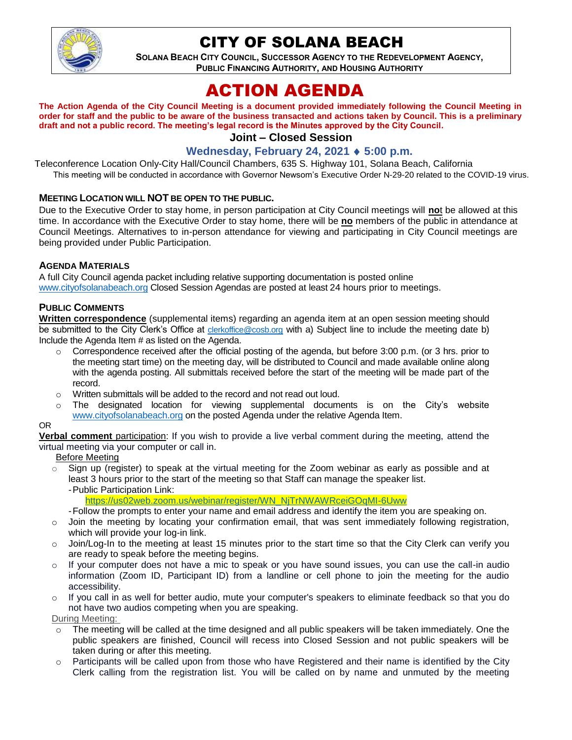# CITY OF SOLANA BEACH

**SOLANA BEACH CITY COUNCIL, SUCCESSOR AGENCY TO THE REDEVELOPMENT AGENCY, PUBLIC FINANCING AUTHORITY, AND HOUSING AUTHORITY**

# ACTION AGENDA

**The Action Agenda of the City Council Meeting is a document provided immediately following the Council Meeting in order for staff and the public to be aware of the business transacted and actions taken by Council. This is a preliminary draft and not a public record. The meeting's legal record is the Minutes approved by the City Council.**

## Joint – Closed Session

## Wednesday, February 24, 2021 ♦ 5:00 p.m.

Teleconference Location Only-City Hall/Council Chambers, 635 S. Highway 101, Solana Beach, California

This meeting will be conducted in accordance with Governor Newsom's Executive Order N-29-20 related to the COVID-19 virus.

### MEETING LOCATION WILL NOT BE OPEN TO THE PUBLIC.

Due to the Executive Order to stay home, in person participation at City Council meetings will **no**t be allowed at this time. In accordance with the Executive Order to stay home, there will be **no** members of the public in attendance at Council Meetings. Alternatives to in-person attendance for viewing and participating in City Council meetings are being provided under Public Participation.

### AGENDA MATERIALS

A full City Council agenda packet including relative supporting documentation is posted online www.cityofsolanabeach.org Closed Session Agendas are posted at least 24 hours prior to meetings.

### PUBLIC COMMENTS

**Written correspondence** (supplemental items) regarding an agenda item at an open session meeting should be submitted to the City Clerk's Office at clerkoffice@cosb.org with a) Subject line to include the meeting date b) Include the Agenda Item # as listed on the Agenda.

- Correspondence received after the official posting of the agenda, but before 3:00 p.m. (or 3 hrs. prior to the meeting start time) on the meeting day, will be distributed to Council and made available online along with the agenda posting. All submittals received before the start of the meeting will be made part of the record.
- Written submittals will be added to the record and not read out loud.
- The designated location for viewing supplemental documents is on the City's website www.cityofsolanabeach.org on the posted Agenda under the relative Agenda Item.

OR

**Verbal comment** participation: If you wish to provide a live verbal comment during the meeting, attend the virtual meeting via your computer or call in.

Before Meeting

- Sign up (register) to speak at the virtual meeting for the Zoom webinar as early as possible and at least 3 hours prior to the start of the meeting so that Staff can manage the speaker list.
  - Public Participation Link: https://us02web.zoom.us/webinar/register/WN_NjTrNWAWRceiGOqMI-6Uww
  - Follow the prompts to enter your name and email address and identify the item you are speaking on.
- Join the meeting by locating your confirmation email, that was sent immediately following registration, which will provide your log-in link.
- Join/Log-In to the meeting at least 15 minutes prior to the start time so that the City Clerk can verify you are ready to speak before the meeting begins.
- If your computer does not have a mic to speak or you have sound issues, you can use the call-in audio information (Zoom ID, Participant ID) from a landline or cell phone to join the meeting for the audio accessibility.
- If you call in as well for better audio, mute your computer's speakers to eliminate feedback so that you do not have two audios competing when you are speaking.

During Meeting:

- The meeting will be called at the time designed and all public speakers will be taken immediately. One the public speakers are finished, Council will recess into Closed Session and not public speakers will be taken during or after this meeting.
- Participants will be called upon from those who have Registered and their name is identified by the City Clerk calling from the registration list. You will be called on by name and unmuted by the meeting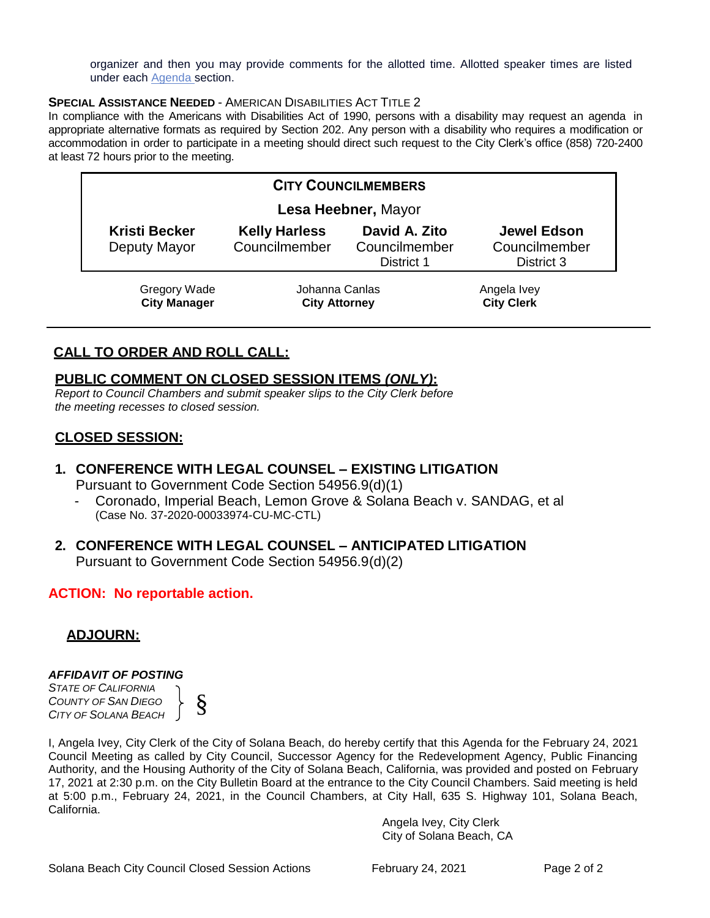organizer and then you may provide comments for the allotted time. Allotted speaker times are listed under each Agenda section.

**SPECIAL ASSISTANCE NEEDED** - AMERICAN DISABILITIES ACT TITLE 2

In compliance with the Americans with Disabilities Act of 1990, persons with a disability may request an agenda in appropriate alternative formats as required by Section 202. Any person with a disability who requires a modification or accommodation in order to participate in a meeting should direct such request to the City Clerk's office (858) 720-2400 at least 72 hours prior to the meeting.

| | | | |
|---|---|---|---|
| **CITY COUNCILMEMBERS** | | | |
| **Lesa Heebner,** Mayor | | | |
| **Kristi Becker** Deputy Mayor | **Kelly Harless** Councilmember | **David A. Zito** Councilmember District 1 | **Jewel Edson** Councilmember District 3 |

| | | |
|---|---|---|
| Gregory Wade **City Manager** | Johanna Canlas **City Attorney** | Angela Ivey **City Clerk** |

## CALL TO ORDER AND ROLL CALL:

## PUBLIC COMMENT ON CLOSED SESSION ITEMS *(ONLY)*:

*Report to Council Chambers and submit speaker slips to the City Clerk before the meeting recesses to closed session.*

## CLOSED SESSION:

1. **CONFERENCE WITH LEGAL COUNSEL – EXISTING LITIGATION**
   Pursuant to Government Code Section 54956.9(d)(1)
   - Coronado, Imperial Beach, Lemon Grove & Solana Beach v. SANDAG, et al
     (Case No. 37-2020-00033974-CU-MC-CTL)

2. **CONFERENCE WITH LEGAL COUNSEL – ANTICIPATED LITIGATION**
   Pursuant to Government Code Section 54956.9(d)(2)

**ACTION: No reportable action.**

## ADJOURN:

***AFFIDAVIT OF POSTING***

*STATE OF CALIFORNIA*
*COUNTY OF SAN DIEGO* } §
*CITY OF SOLANA BEACH*

I, Angela Ivey, City Clerk of the City of Solana Beach, do hereby certify that this Agenda for the February 24, 2021 Council Meeting as called by City Council, Successor Agency for the Redevelopment Agency, Public Financing Authority, and the Housing Authority of the City of Solana Beach, California, was provided and posted on February 17, 2021 at 2:30 p.m. on the City Bulletin Board at the entrance to the City Council Chambers. Said meeting is held at 5:00 p.m., February 24, 2021, in the Council Chambers, at City Hall, 635 S. Highway 101, Solana Beach, California.

Angela Ivey, City Clerk
City of Solana Beach, CA